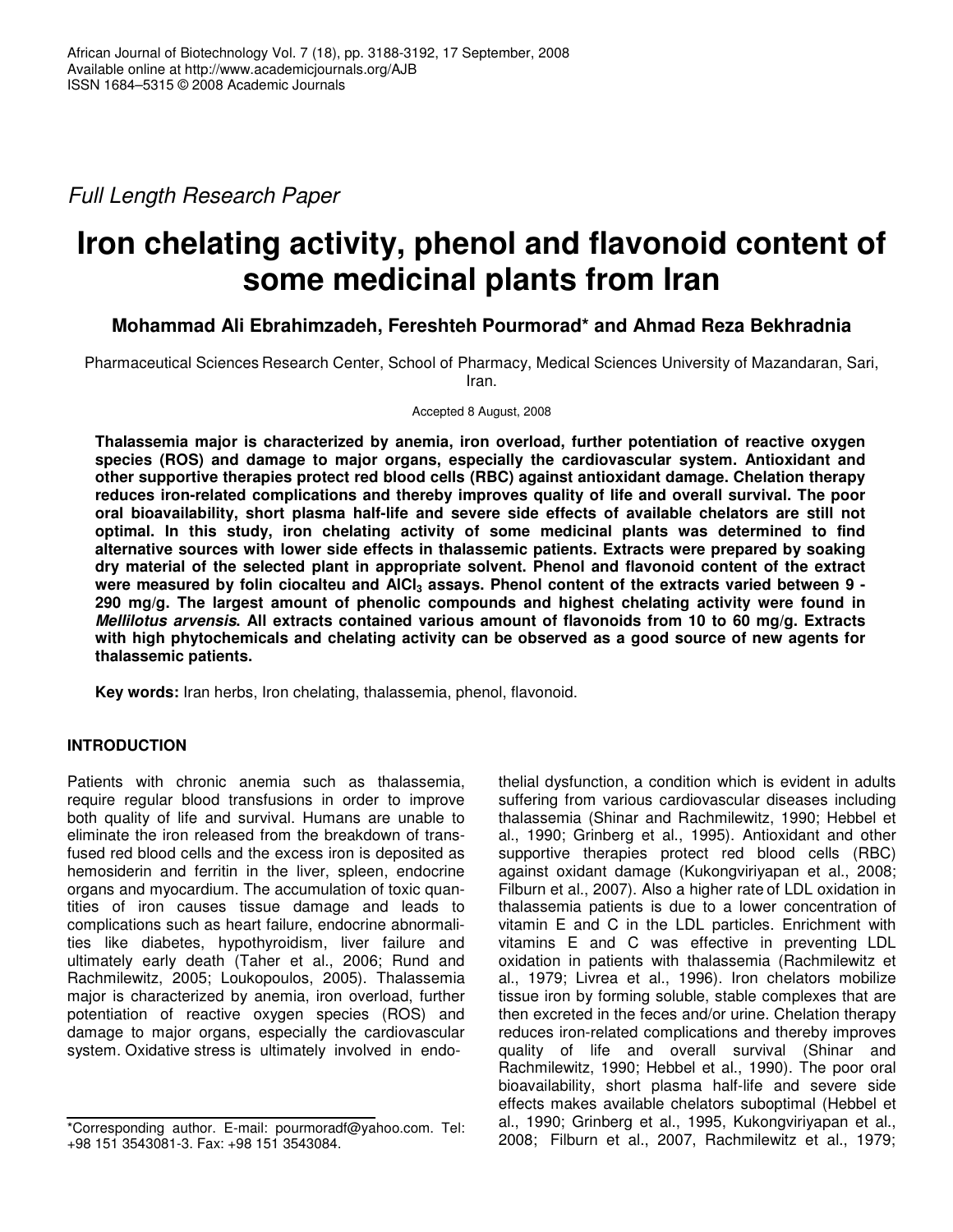*Full Length Research Paper*

# Iron chelating activity, phenol and flavonoid content of some medicinal plants from Iran

**Mohammad Ali Ebrahimzadeh, Fereshteh Pourmorad* and Ahmad Reza Bekhradnia**

Pharmaceutical Sciences Research Center, School of Pharmacy, Medical Sciences University of Mazandaran, Sari, Iran.

Accepted 8 August, 2008

**Thalassemia major is characterized by anemia, iron overload, further potentiation of reactive oxygen species (ROS) and damage to major organs, especially the cardiovascular system. Antioxidant and other supportive therapies protect red blood cells (RBC) against antioxidant damage. Chelation therapy reduces iron-related complications and thereby improves quality of life and overall survival. The poor oral bioavailability, short plasma half-life and severe side effects of available chelators are still not optimal. In this study, iron chelating activity of some medicinal plants was determined to find alternative sources with lower side effects in thalassemic patients. Extracts were prepared by soaking dry material of the selected plant in appropriate solvent. Phenol and flavonoid content of the extract were measured by folin ciocalteu and $AlCl_3$ assays. Phenol content of the extracts varied between 9 - 290 mg/g. The largest amount of phenolic compounds and highest chelating activity were found in *Mellilotus arvensis*. All extracts contained various amount of flavonoids from 10 to 60 mg/g. Extracts with high phytochemicals and chelating activity can be observed as a good source of new agents for thalassemic patients.**

**Key words:** Iran herbs, Iron chelating, thalassemia, phenol, flavonoid.

## INTRODUCTION

Patients with chronic anemia such as thalassemia, require regular blood transfusions in order to improve both quality of life and survival. Humans are unable to eliminate the iron released from the breakdown of transfused red blood cells and the excess iron is deposited as hemosiderin and ferritin in the liver, spleen, endocrine organs and myocardium. The accumulation of toxic quantities of iron causes tissue damage and leads to complications such as heart failure, endocrine abnormalities like diabetes, hypothyroidism, liver failure and ultimately early death (Taher et al., 2006; Rund and Rachmilewitz, 2005; Loukopoulos, 2005). Thalassemia major is characterized by anemia, iron overload, further potentiation of reactive oxygen species (ROS) and damage to major organs, especially the cardiovascular system. Oxidative stress is ultimately involved in endothelial dysfunction, a condition which is evident in adults suffering from various cardiovascular diseases including thalassemia (Shinar and Rachmilewitz, 1990; Hebbel et al., 1990; Grinberg et al., 1995). Antioxidant and other supportive therapies protect red blood cells (RBC) against oxidant damage (Kukongviriyapan et al., 2008; Filburn et al., 2007). Also a higher rate of LDL oxidation in thalassemia patients is due to a lower concentration of vitamin E and C in the LDL particles. Enrichment with vitamins E and C was effective in preventing LDL oxidation in patients with thalassemia (Rachmilewitz et al., 1979; Livrea et al., 1996). Iron chelators mobilize tissue iron by forming soluble, stable complexes that are then excreted in the feces and/or urine. Chelation therapy reduces iron-related complications and thereby improves quality of life and overall survival (Shinar and Rachmilewitz, 1990; Hebbel et al., 1990). The poor oral bioavailability, short plasma half-life and severe side effects makes available chelators suboptimal (Hebbel et al., 1990; Grinberg et al., 1995, Kukongviriyapan et al., 2008; Filburn et al., 2007, Rachmilewitz et al., 1979;

*Corresponding author. E-mail: pourmoradf@yahoo.com. Tel: +98 151 3543081-3. Fax: +98 151 3543084.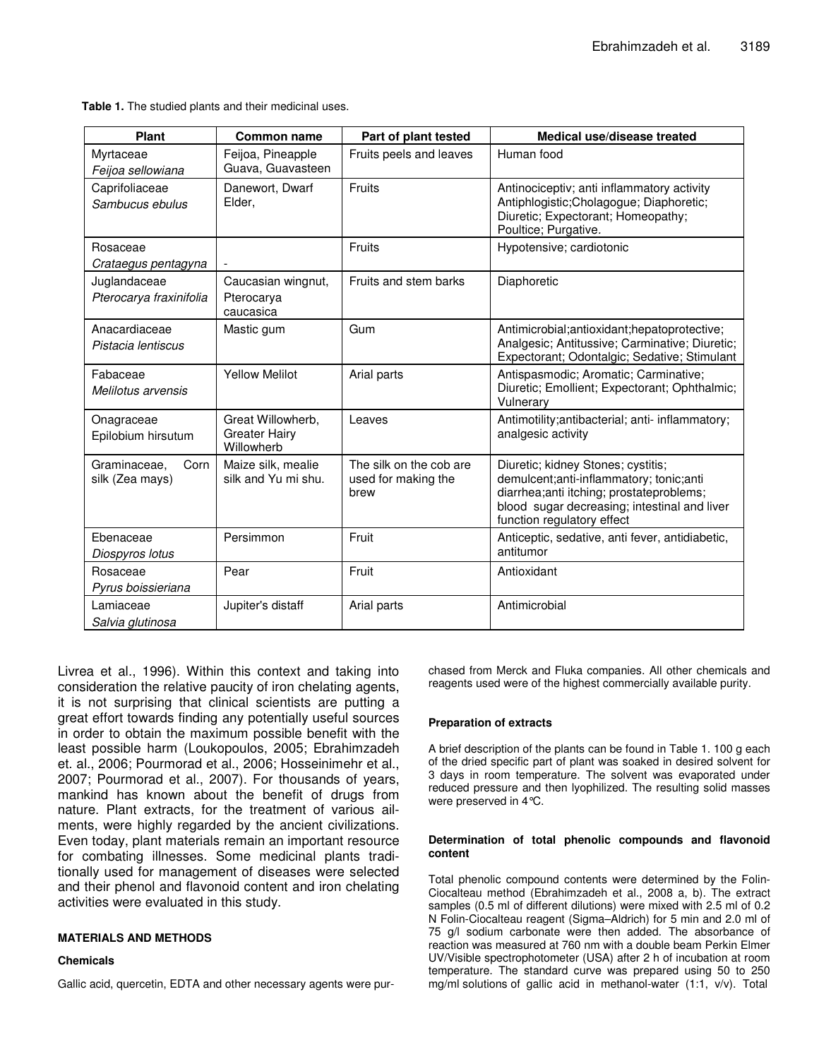**Table 1.** The studied plants and their medicinal uses.

| Plant | Common name | Part of plant tested | Medical use/disease treated |
|---|---|---|---|
| Myrtaceae *Feijoa sellowiana* | Feijoa, Pineapple Guava, Guavasteen | Fruits peels and leaves | Human food |
| Caprifoliaceae *Sambucus ebulus* | Danewort, Dwarf Elder, | Fruits | Antinociceptiv; anti inflammatory activity Antiphlogistic;Cholagogue; Diaphoretic; Diuretic; Expectorant; Homeopathy; Poultice; Purgative. |
| Rosaceae *Crataegus pentagyna* | - | Fruits | Hypotensive; cardiotonic |
| Juglandaceae *Pterocarya fraxinifolia* | Caucasian wingnut, Pterocarya caucasica | Fruits and stem barks | Diaphoretic |
| Anacardiaceae *Pistacia lentiscus* | Mastic gum | Gum | Antimicrobial;antioxidant;hepatoprotective; Analgesic; Antitussive; Carminative; Diuretic; Expectorant; Odontalgic; Sedative; Stimulant |
| Fabaceae *Melilotus arvensis* | Yellow Melilot | Arial parts | Antispasmodic; Aromatic; Carminative; Diuretic; Emollient; Expectorant; Ophthalmic; Vulnerary |
| Onagraceae Epilobium hirsutum | Great Willowherb, Greater Hairy Willowherb | Leaves | Antimotility;antibacterial; anti- inflammatory; analgesic activity |
| Graminaceae, Corn silk (Zea mays) | Maize silk, mealie silk and Yu mi shu. | The silk on the cob are used for making the brew | Diuretic; kidney Stones; cystitis; demulcent;anti-inflammatory; tonic;anti diarrhea;anti itching; prostateproblems; blood sugar decreasing; intestinal and liver function regulatory effect |
| Ebenaceae *Diospyros lotus* | Persimmon | Fruit | Anticeptic, sedative, anti fever, antidiabetic, antitumor |
| Rosaceae *Pyrus boissieriana* | Pear | Fruit | Antioxidant |
| Lamiaceae *Salvia glutinosa* | Jupiter's distaff | Arial parts | Antimicrobial |

Livrea et al., 1996). Within this context and taking into consideration the relative paucity of iron chelating agents, it is not surprising that clinical scientists are putting a great effort towards finding any potentially useful sources in order to obtain the maximum possible benefit with the least possible harm (Loukopoulos, 2005; Ebrahimzadeh et. al., 2006; Pourmorad et al., 2006; Hosseinimehr et al., 2007; Pourmorad et al., 2007). For thousands of years, mankind has known about the benefit of drugs from nature. Plant extracts, for the treatment of various ailments, were highly regarded by the ancient civilizations. Even today, plant materials remain an important resource for combating illnesses. Some medicinal plants traditionally used for management of diseases were selected and their phenol and flavonoid content and iron chelating activities were evaluated in this study.

## MATERIALS AND METHODS

### Chemicals

Gallic acid, quercetin, EDTA and other necessary agents were purchased from Merck and Fluka companies. All other chemicals and reagents used were of the highest commercially available purity.

### Preparation of extracts

A brief description of the plants can be found in Table 1. 100 g each of the dried specific part of plant was soaked in desired solvent for 3 days in room temperature. The solvent was evaporated under reduced pressure and then lyophilized. The resulting solid masses were preserved in 4°C.

### Determination of total phenolic compounds and flavonoid content

Total phenolic compound contents were determined by the Folin-Ciocalteau method (Ebrahimzadeh et al., 2008 a, b). The extract samples (0.5 ml of different dilutions) were mixed with 2.5 ml of 0.2 N Folin-Ciocalteau reagent (Sigma–Aldrich) for 5 min and 2.0 ml of 75 g/l sodium carbonate were then added. The absorbance of reaction was measured at 760 nm with a double beam Perkin Elmer UV/Visible spectrophotometer (USA) after 2 h of incubation at room temperature. The standard curve was prepared using 50 to 250 mg/ml solutions of gallic acid in methanol-water (1:1, v/v). Total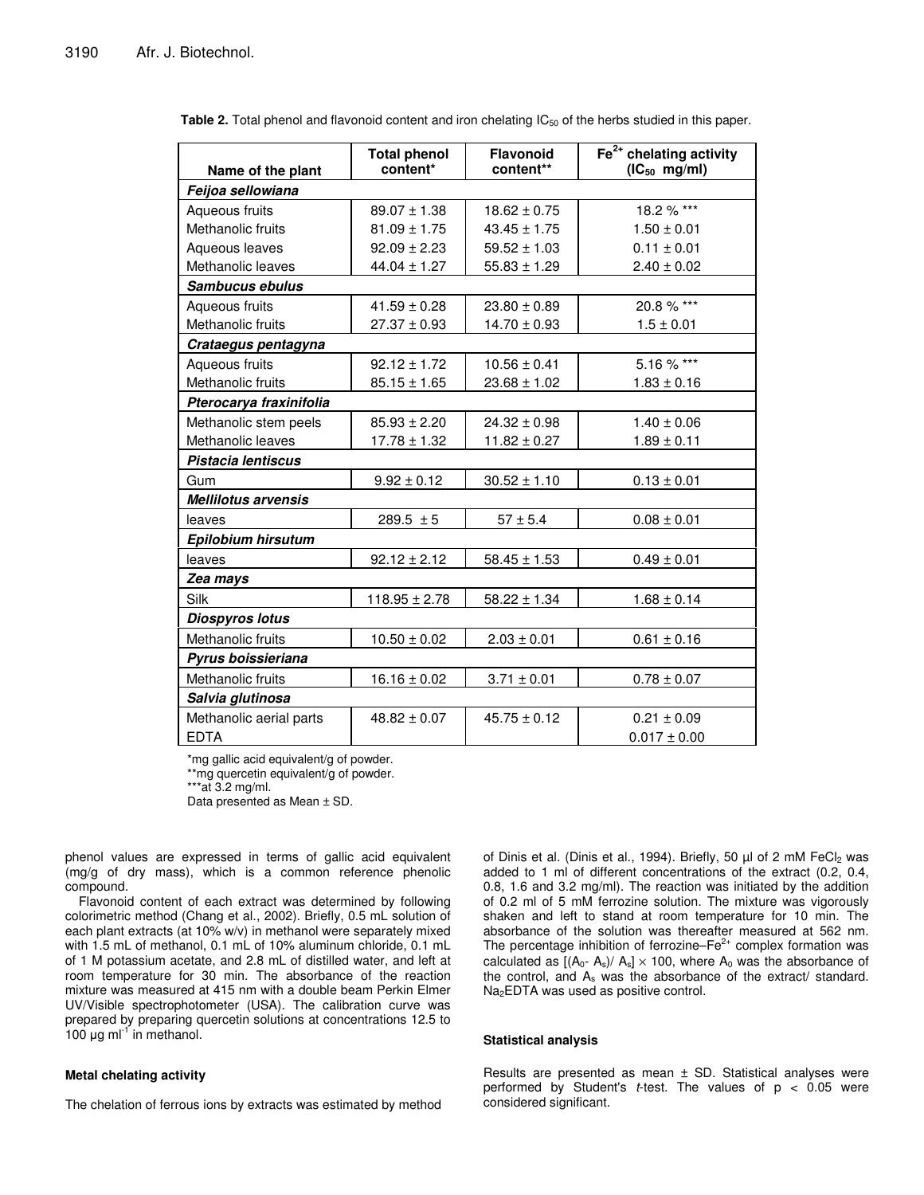**Table 2.** Total phenol and flavonoid content and iron chelating $IC_{50}$ of the herbs studied in this paper.

| Name of the plant | Total phenol content* | Flavonoid content** | $Fe^{2+}$ chelating activity ($IC_{50}$ mg/ml) |
|---|---|---|---|
| ***Feijoa sellowiana*** | | | |
| Aqueous fruits | 89.07 ± 1.38 | 18.62 ± 0.75 | 18.2 % *** |
| Methanolic fruits | 81.09 ± 1.75 | 43.45 ± 1.75 | 1.50 ± 0.01 |
| Aqueous leaves | 92.09 ± 2.23 | 59.52 ± 1.03 | 0.11 ± 0.01 |
| Methanolic leaves | 44.04 ± 1.27 | 55.83 ± 1.29 | 2.40 ± 0.02 |
| ***Sambucus ebulus*** | | | |
| Aqueous fruits | 41.59 ± 0.28 | 23.80 ± 0.89 | 20.8 % *** |
| Methanolic fruits | 27.37 ± 0.93 | 14.70 ± 0.93 | 1.5 ± 0.01 |
| ***Crataegus pentagyna*** | | | |
| Aqueous fruits | 92.12 ± 1.72 | 10.56 ± 0.41 | 5.16 % *** |
| Methanolic fruits | 85.15 ± 1.65 | 23.68 ± 1.02 | 1.83 ± 0.16 |
| ***Pterocarya fraxinifolia*** | | | |
| Methanolic stem peels | 85.93 ± 2.20 | 24.32 ± 0.98 | 1.40 ± 0.06 |
| Methanolic leaves | 17.78 ± 1.32 | 11.82 ± 0.27 | 1.89 ± 0.11 |
| ***Pistacia lentiscus*** | | | |
| Gum | 9.92 ± 0.12 | 30.52 ± 1.10 | 0.13 ± 0.01 |
| ***Mellilotus arvensis*** | | | |
| leaves | 289.5 ± 5 | 57 ± 5.4 | 0.08 ± 0.01 |
| ***Epilobium hirsutum*** | | | |
| leaves | 92.12 ± 2.12 | 58.45 ± 1.53 | 0.49 ± 0.01 |
| ***Zea mays*** | | | |
| Silk | 118.95 ± 2.78 | 58.22 ± 1.34 | 1.68 ± 0.14 |
| ***Diospyros lotus*** | | | |
| Methanolic fruits | 10.50 ± 0.02 | 2.03 ± 0.01 | 0.61 ± 0.16 |
| ***Pyrus boissieriana*** | | | |
| Methanolic fruits | 16.16 ± 0.02 | 3.71 ± 0.01 | 0.78 ± 0.07 |
| ***Salvia glutinosa*** | | | |
| Methanolic aerial parts | 48.82 ± 0.07 | 45.75 ± 0.12 | 0.21 ± 0.09 |
| EDTA | | | 0.017 ± 0.00 |

*mg gallic acid equivalent/g of powder.
**mg quercetin equivalent/g of powder.
***at 3.2 mg/ml.
Data presented as Mean ± SD.

phenol values are expressed in terms of gallic acid equivalent (mg/g of dry mass), which is a common reference phenolic compound.

Flavonoid content of each extract was determined by following colorimetric method (Chang et al., 2002). Briefly, 0.5 mL solution of each plant extracts (at 10% w/v) in methanol were separately mixed with 1.5 mL of methanol, 0.1 mL of 10% aluminum chloride, 0.1 mL of 1 M potassium acetate, and 2.8 mL of distilled water, and left at room temperature for 30 min. The absorbance of the reaction mixture was measured at 415 nm with a double beam Perkin Elmer UV/Visible spectrophotometer (USA). The calibration curve was prepared by preparing quercetin solutions at concentrations 12.5 to 100 µg $ml^{-1}$ in methanol.

### Metal chelating activity

The chelation of ferrous ions by extracts was estimated by method of Dinis et al. (Dinis et al., 1994). Briefly, 50 µl of 2 mM $FeCl_2$ was added to 1 ml of different concentrations of the extract (0.2, 0.4, 0.8, 1.6 and 3.2 mg/ml). The reaction was initiated by the addition of 0.2 ml of 5 mM ferrozine solution. The mixture was vigorously shaken and left to stand at room temperature for 10 min. The absorbance of the solution was thereafter measured at 562 nm. The percentage inhibition of ferrozine–$Fe^{2+}$ complex formation was calculated as $[(A_0 - A_s)/ A_s] \times 100$, where $A_0$ was the absorbance of the control, and $A_s$ was the absorbance of the extract/ standard. $Na_2EDTA$ was used as positive control.

### Statistical analysis

Results are presented as mean ± SD. Statistical analyses were performed by Student's *t*-test. The values of $p < 0.05$ were considered significant.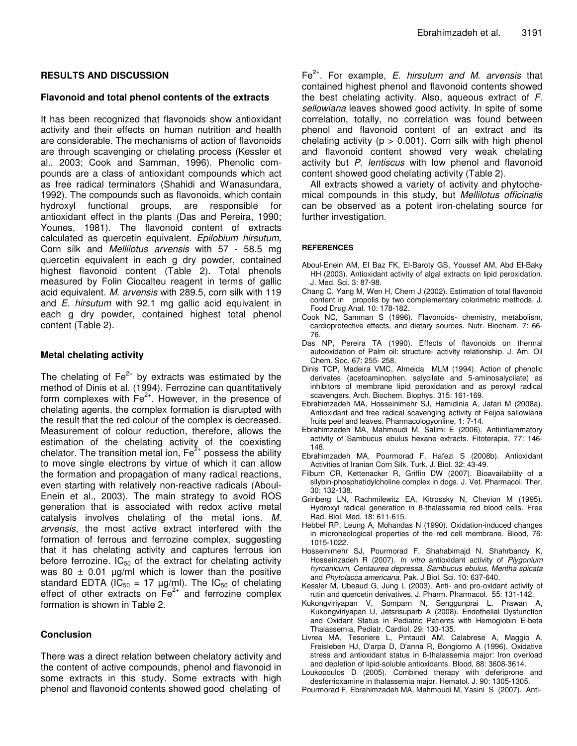## RESULTS AND DISCUSSION

### Flavonoid and total phenol contents of the extracts

It has been recognized that flavonoids show antioxidant activity and their effects on human nutrition and health are considerable. The mechanisms of action of flavonoids are through scavenging or chelating process (Kessler et al., 2003; Cook and Samman, 1996). Phenolic compounds are a class of antioxidant compounds which act as free radical terminators (Shahidi and Wanasundara, 1992). The compounds such as flavonoids, which contain hydroxyl functional groups, are responsible for antioxidant effect in the plants (Das and Pereira, 1990; Younes, 1981). The flavonoid content of extracts calculated as quercetin equivalent. *Epilobium hirsutum,* Corn silk and *Mellilotus arvensis* with 57 - 58.5 mg quercetin equivalent in each g dry powder, contained highest flavonoid content (Table 2). Total phenols measured by Folin Ciocalteu reagent in terms of gallic acid equivalent. *M. arvensis* with 289.5, corn silk with 119 and *E. hirsutum* with 92.1 mg gallic acid equivalent in each g dry powder, contained highest total phenol content (Table 2).

### Metal chelating activity

The chelating of $Fe^{2+}$ by extracts was estimated by the method of Dinis et al. (1994). Ferrozine can quantitatively form complexes with $Fe^{2+}$. However, in the presence of chelating agents, the complex formation is disrupted with the result that the red colour of the complex is decreased. Measurement of colour reduction, therefore, allows the estimation of the chelating activity of the coexisting chelator. The transition metal ion, $Fe^{2+}$ possess the ability to move single electrons by virtue of which it can allow the formation and propagation of many radical reactions, even starting with relatively non-reactive radicals (Aboul-Enein et al., 2003). The main strategy to avoid ROS generation that is associated with redox active metal catalysis involves chelating of the metal ions. *M. arvensis*, the most active extract interfered with the formation of ferrous and ferrozine complex, suggesting that it has chelating activity and captures ferrous ion before ferrozine. $IC_{50}$ of the extract for chelating activity was 80 ± 0.01 µg/ml which is lower than the positive standard EDTA ($IC_{50}$ = 17 µg/ml). The $IC_{50}$ of chelating effect of other extracts on $Fe^{2+}$ and ferrozine complex formation is shown in Table 2.

### Conclusion

There was a direct relation between chelatory activity and the content of active compounds, phenol and flavonoid in some extracts in this study. Some extracts with high phenol and flavonoid contents showed good chelating of $Fe^{2+}$. For example, *E. hirsutum and M. arvensis* that contained highest phenol and flavonoid contents showed the best chelating activity. Also, aqueous extract of *F. sellowiana* leaves showed good activity. In spite of some correlation, totally, no correlation was found between phenol and flavonoid content of an extract and its chelating activity ($p > 0.001$). Corn silk with high phenol and flavonoid content showed very weak chelating activity but *P. lentiscus* with low phenol and flavonoid content showed good chelating activity (Table 2).

All extracts showed a variety of activity and phytochemical compounds in this study, but *Mellilotus officinalis* can be observed as a potent iron-chelating source for further investigation.

#### REFERENCES

Aboul-Enein AM, El Baz FK, El-Baroty GS, Youssef AM, Abd El-Baky HH (2003). Antioxidant activity of algal extracts on lipid peroxidation. J. Med. Sci. 3: 87-98.

Chang C, Yang M, Wen H, Chern J (2002). Estimation of total flavonoid content in propolis by two complementary colorimetric methods. J. Food Drug Anal. 10: 178-182.

Cook NC, Samman S (1996). Flavonoids- chemistry, metabolism, cardioprotective effects, and dietary sources. Nutr. Biochem. 7: 66-76.

Das NP, Pereira TA (1990). Effects of flavonoids on thermal autooxidation of Palm oil: structure- activity relationship. J. Am. Oil Chem. Soc. 67: 255- 258.

Dinis TCP, Madeira VMC, Almeida MLM (1994). Action of phenolic derivates (acetoaminophen, salycilate and 5-aminosalycilate) as inhibitors of membrane lipid peroxidation and as peroxyl radical scavengers. Arch. Biochem. Biophys. 315: 161-169.

Ebrahimzadeh MA, Hosseinimehr SJ, Hamidinia A, Jafari M (2008a). Antioxidant and free radical scavenging activity of Feijoa sallowiana fruits peel and leaves. Pharmacologyonline, 1: 7-14.

Ebrahimzadeh MA, Mahmoudi M, Salimi E (2006). Antiinflammatory activity of Sambucus ebulus hexane extracts. Fitoterapia, 77: 146-148.

Ebrahimzadeh MA, Pourmorad F, Hafezi S (2008b). Antioxidant Activities of Iranian Corn Silk. Turk. J. Biol. 32: 43-49.

Filburn CR, Kettenacker R, Griffin DW (2007). Bioavailability of a silybin-phosphatidylcholine complex in dogs. J. Vet. Pharmacol. Ther. 30: 132-138.

Grinberg LN, Rachmilewitz EA, Kitrossky N, Chevion M (1995). Hydroxyl radical generation in ß-thalassemia red blood cells. Free Rad. Biol. Med. 18: 611-615.

Hebbel RP, Leung A, Mohandas N (1990). Oxidation-induced changes in microheological properties of the red cell membrane. Blood, 76: 1015-1022.

Hosseinimehr SJ, Pourmorad F, Shahabimajd N, Shahrbandy K, Hosseinzadeh R (2007). *In vitro* antioxidant activity of *Plygonium hyrcanicum, Centaurea depressa, Sambucus ebulus, Mentha spicata* and *Phytolacca americana*, Pak. J Biol. Sci. 10: 637-640.

Kessler M, Ubeaud G, Jung L (2003). Anti- and pro-oxidant activity of rutin and quercetin derivatives. J. Pharm. Pharmacol. 55: 131-142.

Kukongviriyapan V, Somparn N, Senggunprai L, Prawan A, Kukongviriyapan U, Jetsrisuparb A (2008). Endothelial Dysfunction and Oxidant Status in Pediatric Patients with Hemoglobin E-beta Thalassemia, Pediatr. Cardiol. 29: 130-135.

Livrea MA, Tesoriere L, Pintaudi AM, Calabrese A, Maggio A, Freisleben HJ, D'arpa D, D'anna R, Bongiorno A (1996). Oxidative stress and antioxidant status in ß-thalassemia major: Iron overload and depletion of lipid-soluble antioxidants. Blood, 88: 3608-3614.

Loukopoulos D (2005). Combined therapy with deferiprone and desferrioxamine in thalassemia major. Hematol. J. 90: 1305-1305.

Pourmorad F, Ebrahimzadeh MA, Mahmoudi M, Yasini S (2007). Anti-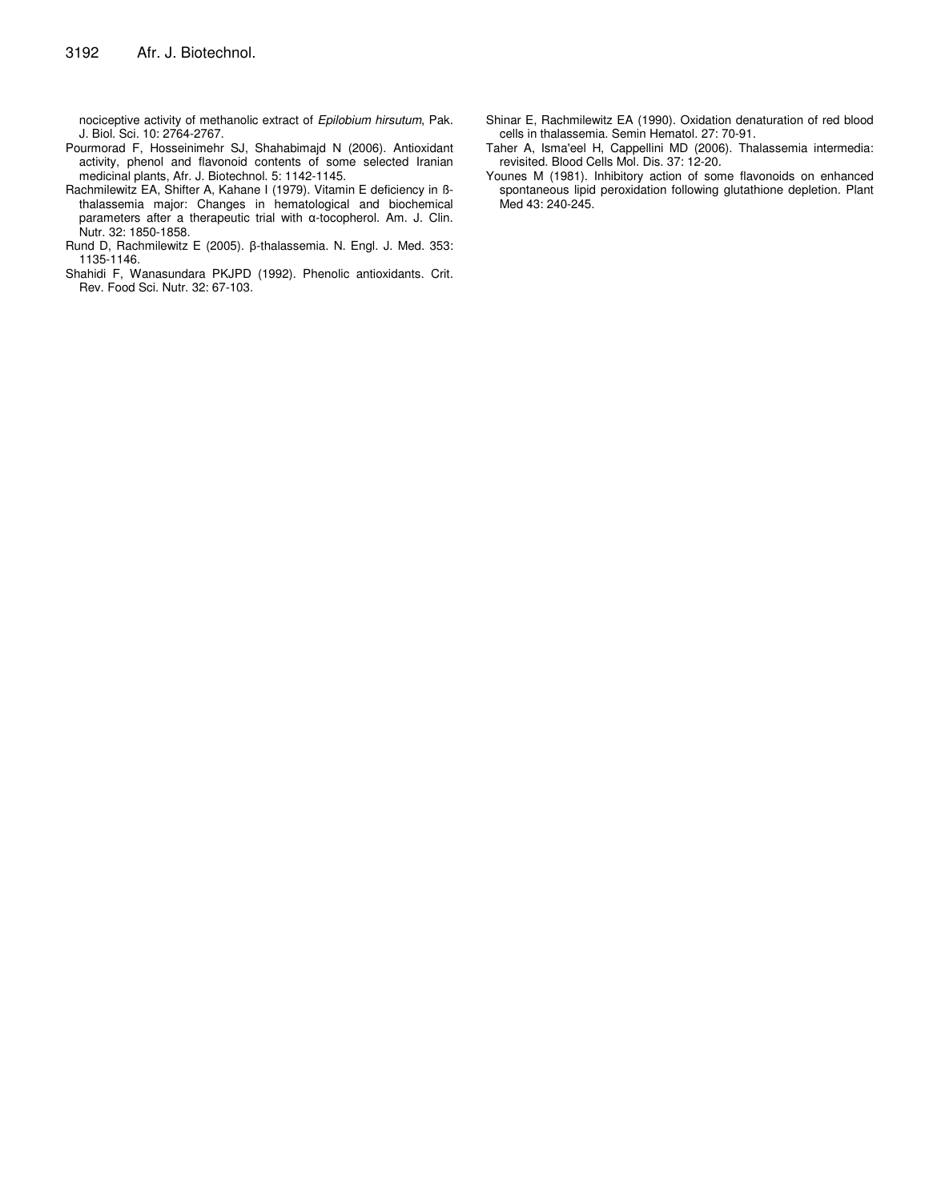nociceptive activity of methanolic extract of *Epilobium hirsutum*, Pak. J. Biol. Sci. 10: 2764-2767.

Pourmorad F, Hosseinimehr SJ, Shahabimajd N (2006). Antioxidant activity, phenol and flavonoid contents of some selected Iranian medicinal plants, Afr. J. Biotechnol. 5: 1142-1145.

Rachmilewitz EA, Shifter A, Kahane I (1979). Vitamin E deficiency in ß-thalassemia major: Changes in hematological and biochemical parameters after a therapeutic trial with α-tocopherol. Am. J. Clin. Nutr. 32: 1850-1858.

Rund D, Rachmilewitz E (2005). β-thalassemia. N. Engl. J. Med. 353: 1135-1146.

Shahidi F, Wanasundara PKJPD (1992). Phenolic antioxidants. Crit. Rev. Food Sci. Nutr. 32: 67-103.

Shinar E, Rachmilewitz EA (1990). Oxidation denaturation of red blood cells in thalassemia. Semin Hematol. 27: 70-91.

Taher A, Isma'eel H, Cappellini MD (2006). Thalassemia intermedia: revisited. Blood Cells Mol. Dis. 37: 12-20.

Younes M (1981). Inhibitory action of some flavonoids on enhanced spontaneous lipid peroxidation following glutathione depletion. Plant Med 43: 240-245.